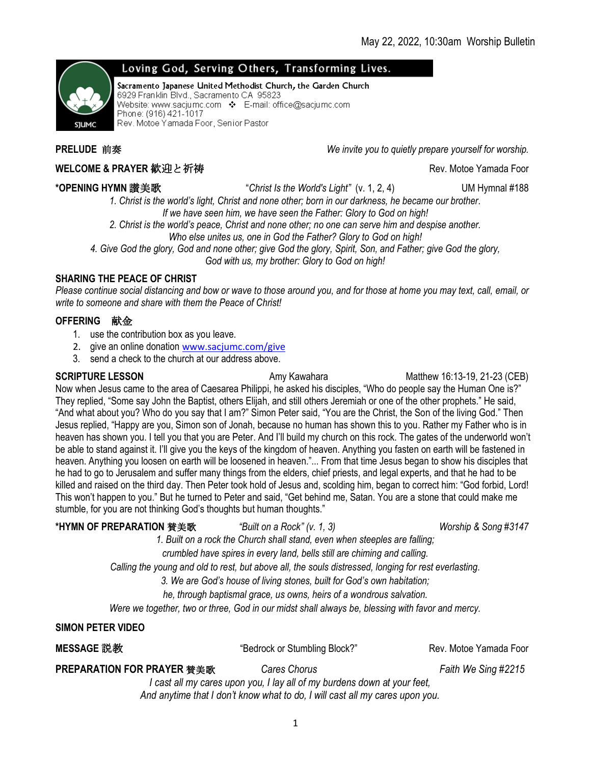May 22, 2022, 10:30am Worship Bulletin

**Loving God, Serving Others, Transforming Lives.**

Sacramento Japanese United Methodist Church, the Garden Church
6929 Franklin Blvd., Sacramento CA 95823
Website: www.sacjumc.com ❖ E-mail: office@sacjumc.com
Phone: (916) 421-1017
Rev. Motoe Yamada Foor, Senior Pastor

SJUMC

**PRELUDE 前奏** *We invite you to quietly prepare yourself for worship.*

**WELCOME & PRAYER 歓迎と祈祷** Rev. Motoe Yamada Foor

**\*OPENING HYMN 讃美歌** "*Christ Is the World's Light*" (v. 1, 2, 4) UM Hymnal #188

*1. Christ is the world's light, Christ and none other; born in our darkness, he became our brother.*
*If we have seen him, we have seen the Father: Glory to God on high!*
*2. Christ is the world's peace, Christ and none other; no one can serve him and despise another.*
*Who else unites us, one in God the Father? Glory to God on high!*
*4. Give God the glory, God and none other; give God the glory, Spirit, Son, and Father; give God the glory,*
*God with us, my brother: Glory to God on high!*

**SHARING THE PEACE OF CHRIST**

*Please continue social distancing and bow or wave to those around you, and for those at home you may text, call, email, or write to someone and share with them the Peace of Christ!*

**OFFERING 献金**

1. use the contribution box as you leave.
2. give an online donation www.sacjumc.com/give
3. send a check to the church at our address above.

**SCRIPTURE LESSON** Amy Kawahara Matthew 16:13-19, 21-23 (CEB)

Now when Jesus came to the area of Caesarea Philippi, he asked his disciples, "Who do people say the Human One is?" They replied, "Some say John the Baptist, others Elijah, and still others Jeremiah or one of the other prophets." He said, "And what about you? Who do you say that I am?" Simon Peter said, "You are the Christ, the Son of the living God." Then Jesus replied, "Happy are you, Simon son of Jonah, because no human has shown this to you. Rather my Father who is in heaven has shown you. I tell you that you are Peter. And I'll build my church on this rock. The gates of the underworld won't be able to stand against it. I'll give you the keys of the kingdom of heaven. Anything you fasten on earth will be fastened in heaven. Anything you loosen on earth will be loosened in heaven."... From that time Jesus began to show his disciples that he had to go to Jerusalem and suffer many things from the elders, chief priests, and legal experts, and that he had to be killed and raised on the third day. Then Peter took hold of Jesus and, scolding him, began to correct him: "God forbid, Lord! This won't happen to you." But he turned to Peter and said, "Get behind me, Satan. You are a stone that could make me stumble, for you are not thinking God's thoughts but human thoughts."

**\*HYMN OF PREPARATION 賛美歌** *"Built on a Rock" (v. 1, 3)* *Worship & Song #3147*

*1. Built on a rock the Church shall stand, even when steeples are falling;*
*crumbled have spires in every land, bells still are chiming and calling.*
*Calling the young and old to rest, but above all, the souls distressed, longing for rest everlasting.*
*3. We are God's house of living stones, built for God's own habitation;*
*he, through baptismal grace, us owns, heirs of a wondrous salvation.*
*Were we together, two or three, God in our midst shall always be, blessing with favor and mercy.*

**SIMON PETER VIDEO**

**MESSAGE 説教** "Bedrock or Stumbling Block?" Rev. Motoe Yamada Foor

**PREPARATION FOR PRAYER 賛美歌** *Cares Chorus* *Faith We Sing #2215*

*I cast all my cares upon you, I lay all of my burdens down at your feet,*
*And anytime that I don't know what to do, I will cast all my cares upon you.*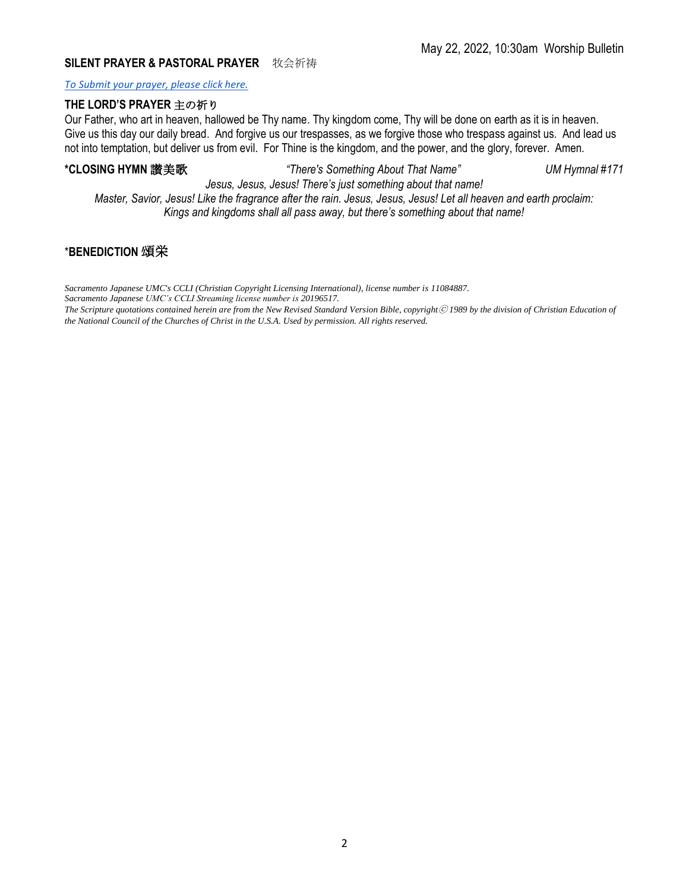**SILENT PRAYER & PASTORAL PRAYER** 牧会祈祷

*To Submit your prayer, please click here.*

**THE LORD'S PRAYER** 主の祈り

Our Father, who art in heaven, hallowed be Thy name. Thy kingdom come, Thy will be done on earth as it is in heaven. Give us this day our daily bread. And forgive us our trespasses, as we forgive those who trespass against us. And lead us not into temptation, but deliver us from evil. For Thine is the kingdom, and the power, and the glory, forever. Amen.

**\*CLOSING HYMN 讃美歌** *"There's Something About That Name"* *UM Hymnal #171*

*Jesus, Jesus, Jesus! There's just something about that name!*
*Master, Savior, Jesus! Like the fragrance after the rain. Jesus, Jesus, Jesus! Let all heaven and earth proclaim:*
*Kings and kingdoms shall all pass away, but there's something about that name!*

**\*BENEDICTION 頌栄**

*Sacramento Japanese UMC's CCLI (Christian Copyright Licensing International), license number is 11084887.*
*Sacramento Japanese UMC's CCLI Streaming license number is 20196517.*
*The Scripture quotations contained herein are from the New Revised Standard Version Bible, copyright© 1989 by the division of Christian Education of the National Council of the Churches of Christ in the U.S.A. Used by permission. All rights reserved.*